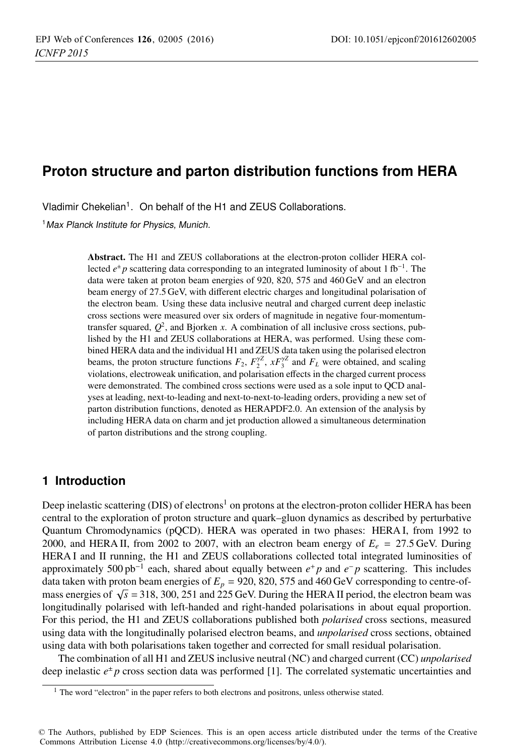# Proton structure and parton distribution functions from HERA

Vladimir Chekelian[1]. On behalf of the H1 and ZEUS Collaborations.

[1] *Max Planck Institute for Physics, Munich.*

**Abstract.** The H1 and ZEUS collaborations at the electron-proton collider HERA collected $e^{\pm}p$ scattering data corresponding to an integrated luminosity of about 1 fb$^{-1}$. The data were taken at proton beam energies of 920, 820, 575 and 460 GeV and an electron beam energy of 27.5 GeV, with different electric charges and longitudinal polarisation of the electron beam. Using these data inclusive neutral and charged current deep inelastic cross sections were measured over six orders of magnitude in negative four-momentum-transfer squared, $Q^2$, and Bjorken $x$. A combination of all inclusive cross sections, published by the H1 and ZEUS collaborations at HERA, was performed. Using these combined HERA data and the individual H1 and ZEUS data taken using the polarised electron beams, the proton structure functions $F_2$, $F_2^{\gamma Z}$, $xF_3^{\gamma Z}$ and $F_L$ were obtained, and scaling violations, electroweak unification, and polarisation effects in the charged current process were demonstrated. The combined cross sections were used as a sole input to QCD analyses at leading, next-to-leading and next-to-next-to-leading orders, providing a new set of parton distribution functions, denoted as HERAPDF2.0. An extension of the analysis by including HERA data on charm and jet production allowed a simultaneous determination of parton distributions and the strong coupling.

## 1 Introduction

Deep inelastic scattering (DIS) of electrons[1] on protons at the electron-proton collider HERA has been central to the exploration of proton structure and quark–gluon dynamics as described by perturbative Quantum Chromodynamics (pQCD). HERA was operated in two phases: HERA I, from 1992 to 2000, and HERA II, from 2002 to 2007, with an electron beam energy of $E_e = 27.5$ GeV. During HERA I and II running, the H1 and ZEUS collaborations collected total integrated luminosities of approximately 500 pb$^{-1}$ each, shared about equally between $e^+p$ and $e^-p$ scattering. This includes data taken with proton beam energies of $E_p = 920$, 820, 575 and 460 GeV corresponding to centre-of-mass energies of $\sqrt{s} = 318$, 300, 251 and 225 GeV. During the HERA II period, the electron beam was longitudinally polarised with left-handed and right-handed polarisations in about equal proportion. For this period, the H1 and ZEUS collaborations published both *polarised* cross sections, measured using data with the longitudinally polarised electron beams, and *unpolarised* cross sections, obtained using data with both polarisations taken together and corrected for small residual polarisation.

The combination of all H1 and ZEUS inclusive neutral (NC) and charged current (CC) *unpolarised* deep inelastic $e^{\pm}p$ cross section data was performed [1]. The correlated systematic uncertainties and

[1] The word "electron" in the paper refers to both electrons and positrons, unless otherwise stated.

© The Authors, published by EDP Sciences. This is an open access article distributed under the terms of the Creative Commons Attribution License 4.0 (http://creativecommons.org/licenses/by/4.0/).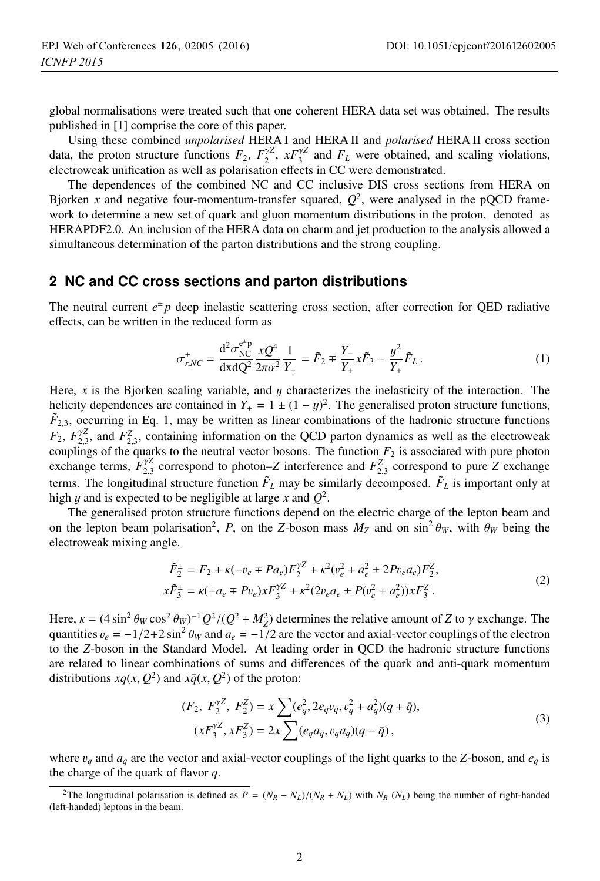global normalisations were treated such that one coherent HERA data set was obtained. The results published in [1] comprise the core of this paper.

Using these combined *unpolarised* HERA I and HERA II and *polarised* HERA II cross section data, the proton structure functions $F_2$, $F_2^{\gamma Z}$, $xF_3^{\gamma Z}$ and $F_L$ were obtained, and scaling violations, electroweak unification as well as polarisation effects in CC were demonstrated.

The dependences of the combined NC and CC inclusive DIS cross sections from HERA on Bjorken $x$ and negative four-momentum-transfer squared, $Q^2$, were analysed in the pQCD framework to determine a new set of quark and gluon momentum distributions in the proton, denoted as HERAPDF2.0. An inclusion of the HERA data on charm and jet production to the analysis allowed a simultaneous determination of the parton distributions and the strong coupling.

## 2 NC and CC cross sections and parton distributions

The neutral current $e^{\pm}p$ deep inelastic scattering cross section, after correction for QED radiative effects, can be written in the reduced form as

$$\sigma^{\pm}_{r,NC} = \frac{d^2\sigma^{e^{\pm}p}_{NC}}{dxdQ^2}\frac{xQ^4}{2\pi\alpha^2}\frac{1}{Y_+} = \tilde{F}_2 \mp \frac{Y_-}{Y_+}x\tilde{F}_3 - \frac{y^2}{Y_+}\tilde{F}_L\,. \tag{1}$$

Here, $x$ is the Bjorken scaling variable, and $y$ characterizes the inelasticity of the interaction. The helicity dependences are contained in $Y_{\pm} = 1 \pm (1-y)^2$. The generalised proton structure functions, $\tilde{F}_{2,3}$, occurring in Eq. 1, may be written as linear combinations of the hadronic structure functions $F_2$, $F_{2,3}^{\gamma Z}$, and $F_{2,3}^{Z}$, containing information on the QCD parton dynamics as well as the electroweak couplings of the quarks to the neutral vector bosons. The function $F_2$ is associated with pure photon exchange terms, $F_{2,3}^{\gamma Z}$ correspond to photon–$Z$ interference and $F_{2,3}^{Z}$ correspond to pure $Z$ exchange terms. The longitudinal structure function $\tilde{F}_L$ may be similarly decomposed. $\tilde{F}_L$ is important only at high $y$ and is expected to be negligible at large $x$ and $Q^2$.

The generalised proton structure functions depend on the electric charge of the lepton beam and on the lepton beam polarisation[2], $P$, on the $Z$-boson mass $M_Z$ and on $\sin^2\theta_W$, with $\theta_W$ being the electroweak mixing angle.

$$\begin{aligned}
\tilde{F}_2^{\pm} &= F_2 + \kappa(-v_e \mp Pa_e)F_2^{\gamma Z} + \kappa^2(v_e^2 + a_e^2 \pm 2Pv_ea_e)F_2^Z,\\
x\tilde{F}_3^{\pm} &= \kappa(-a_e \mp Pv_e)xF_3^{\gamma Z} + \kappa^2(2v_ea_e \pm P(v_e^2 + a_e^2))xF_3^Z\,.
\end{aligned} \tag{2}$$

Here, $\kappa = (4\sin^2\theta_W\cos^2\theta_W)^{-1}Q^2/(Q^2 + M_Z^2)$ determines the relative amount of $Z$ to $\gamma$ exchange. The quantities $v_e = -1/2 + 2\sin^2\theta_W$ and $a_e = -1/2$ are the vector and axial-vector couplings of the electron to the $Z$-boson in the Standard Model. At leading order in QCD the hadronic structure functions are related to linear combinations of sums and differences of the quark and anti-quark momentum distributions $xq(x, Q^2)$ and $x\bar{q}(x, Q^2)$ of the proton:

$$\begin{aligned}
(F_2,\ F_2^{\gamma Z},\ F_2^Z) &= x\sum(e_q^2, 2e_qv_q, v_q^2 + a_q^2)(q + \bar{q}),\\
(xF_3^{\gamma Z}, xF_3^Z) &= 2x\sum(e_qa_q, v_qa_q)(q - \bar{q})\,,
\end{aligned} \tag{3}$$

where $v_q$ and $a_q$ are the vector and axial-vector couplings of the light quarks to the $Z$-boson, and $e_q$ is the charge of the quark of flavor $q$.

[2] The longitudinal polarisation is defined as $P = (N_R - N_L)/(N_R + N_L)$ with $N_R$ ($N_L$) being the number of right-handed (left-handed) leptons in the beam.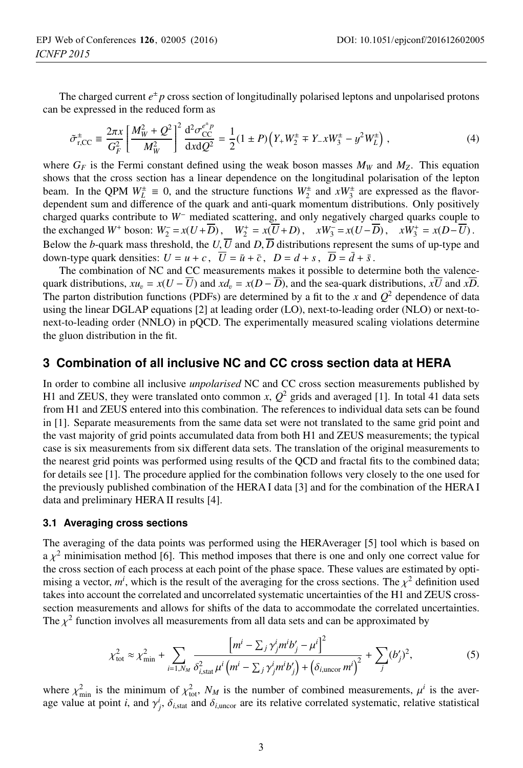The charged current $e^{\pm}p$ cross section of longitudinally polarised leptons and unpolarised protons can be expressed in the reduced form as

$$\tilde{\sigma}^{\pm}_{\mathrm{r,CC}} \equiv \frac{2\pi x}{G_F^2}\left[\frac{M_W^2+Q^2}{M_W^2}\right]^2 \frac{\mathrm{d}^2\sigma^{e^{\pm}p}_{\mathrm{CC}}}{\mathrm{d}x\mathrm{d}Q^2} = \frac{1}{2}(1\pm P)\left(Y_+W_2^{\pm} \mp Y_- xW_3^{\pm} - y^2 W_L^{\pm}\right), \tag{4}$$

where $G_F$ is the Fermi constant defined using the weak boson masses $M_W$ and $M_Z$. This equation shows that the cross section has a linear dependence on the longitudinal polarisation of the lepton beam. In the QPM $W_L^{\pm} \equiv 0$, and the structure functions $W_2^{\pm}$ and $xW_3^{\pm}$ are expressed as the flavor-dependent sum and difference of the quark and anti-quark momentum distributions. Only positively charged quarks contribute to $W^-$ mediated scattering, and only negatively charged quarks couple to the exchanged $W^+$ boson: $W_2^- = x(U+\overline{D})$, $W_2^+ = x(\overline{U}+D)$, $xW_3^- = x(U-\overline{D})$, $xW_3^+ = x(D-\overline{U})$. Below the $b$-quark mass threshold, the $U, \overline{U}$ and $D, \overline{D}$ distributions represent the sums of up-type and down-type quark densities: $U = u + c$, $\overline{U} = \bar{u} + \bar{c}$, $D = d + s$, $\overline{D} = \bar{d} + \bar{s}$.

The combination of NC and CC measurements makes it possible to determine both the valence-quark distributions, $xu_v = x(U-\overline{U})$ and $xd_v = x(D-\overline{D})$, and the sea-quark distributions, $x\overline{U}$ and $x\overline{D}$. The parton distribution functions (PDFs) are determined by a fit to the $x$ and $Q^2$ dependence of data using the linear DGLAP equations [2] at leading order (LO), next-to-leading order (NLO) or next-to-next-to-leading order (NNLO) in pQCD. The experimentally measured scaling violations determine the gluon distribution in the fit.

## 3 Combination of all inclusive NC and CC cross section data at HERA

In order to combine all inclusive *unpolarised* NC and CC cross section measurements published by H1 and ZEUS, they were translated onto common $x$, $Q^2$ grids and averaged [1]. In total 41 data sets from H1 and ZEUS entered into this combination. The references to individual data sets can be found in [1]. Separate measurements from the same data set were not translated to the same grid point and the vast majority of grid points accumulated data from both H1 and ZEUS measurements; the typical case is six measurements from six different data sets. The translation of the original measurements to the nearest grid points was performed using results of the QCD and fractal fits to the combined data; for details see [1]. The procedure applied for the combination follows very closely to the one used for the previously published combination of the HERA I data [3] and for the combination of the HERA I data and preliminary HERA II results [4].

### 3.1 Averaging cross sections

The averaging of the data points was performed using the HERAverager [5] tool which is based on a $\chi^2$ minimisation method [6]. This method imposes that there is one and only one correct value for the cross section of each process at each point of the phase space. These values are estimated by optimising a vector, $m^i$, which is the result of the averaging for the cross sections. The $\chi^2$ definition used takes into account the correlated and uncorrelated systematic uncertainties of the H1 and ZEUS cross-section measurements and allows for shifts of the data to accommodate the correlated uncertainties. The $\chi^2$ function involves all measurements from all data sets and can be approximated by

$$\chi^2_{\mathrm{tot}} \approx \chi^2_{\mathrm{min}} + \sum_{i=1,N_M} \frac{\left[m^i - \sum_j \gamma^i_j m^i b'_j - \mu^i\right]^2}{\delta^2_{i,\mathrm{stat}}\,\mu^i\left(m^i - \sum_j \gamma^i_j m^i b'_j\right) + \left(\delta_{i,\mathrm{uncor}}\, m^i\right)^2} + \sum_j (b'_j)^2, \tag{5}$$

where $\chi^2_{\mathrm{min}}$ is the minimum of $\chi^2_{\mathrm{tot}}$, $N_M$ is the number of combined measurements, $\mu^i$ is the average value at point $i$, and $\gamma^i_j$, $\delta_{i,\mathrm{stat}}$ and $\delta_{i,\mathrm{uncor}}$ are its relative correlated systematic, relative statistical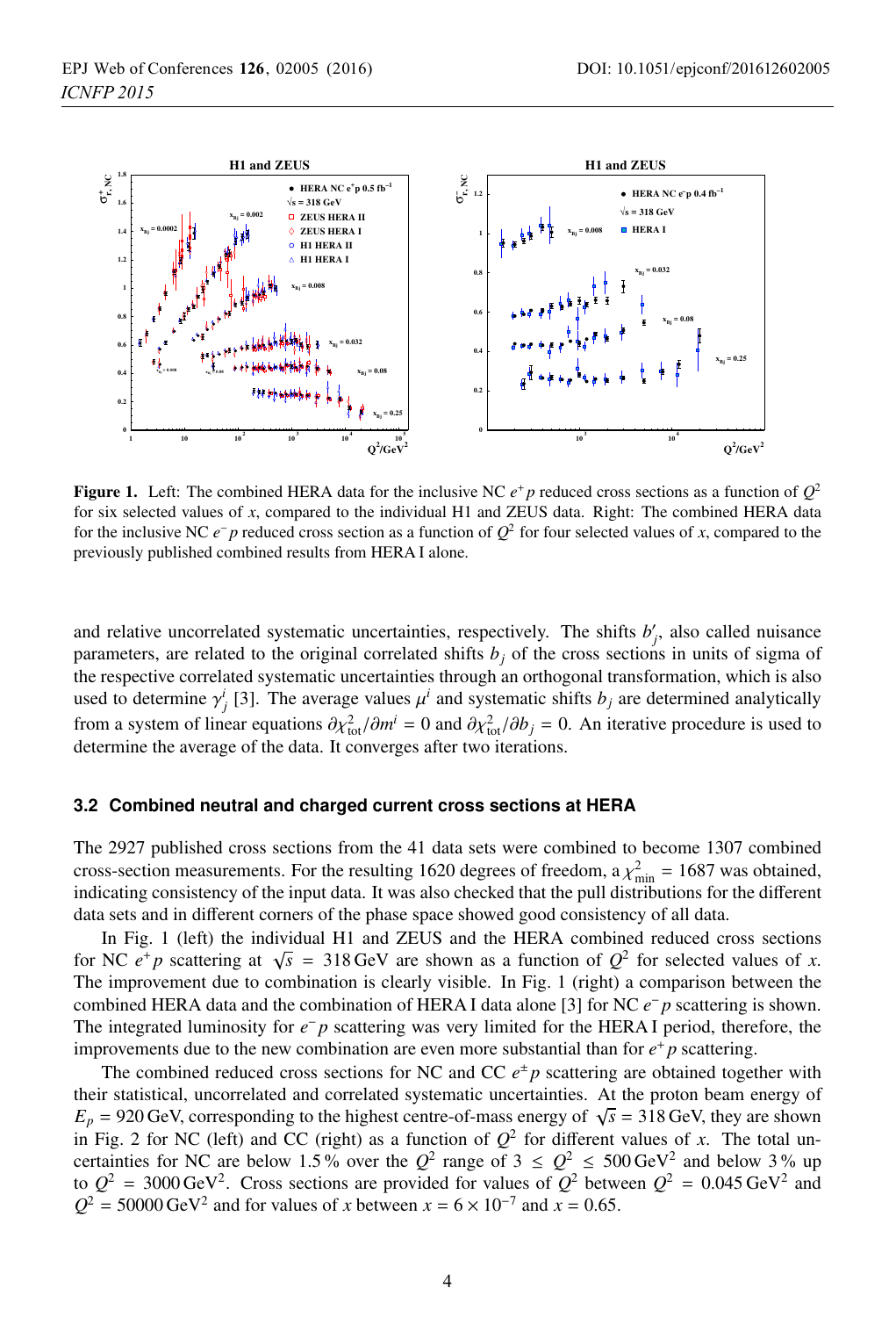**Figure 1.** Left: The combined HERA data for the inclusive NC $e^+p$ reduced cross sections as a function of $Q^2$ for six selected values of $x$, compared to the individual H1 and ZEUS data. Right: The combined HERA data for the inclusive NC $e^-p$ reduced cross section as a function of $Q^2$ for four selected values of $x$, compared to the previously published combined results from HERA I alone.

and relative uncorrelated systematic uncertainties, respectively. The shifts $b'_j$, also called nuisance parameters, are related to the original correlated shifts $b_j$ of the cross sections in units of sigma of the respective correlated systematic uncertainties through an orthogonal transformation, which is also used to determine $\gamma^i_j$ [3]. The average values $\mu^i$ and systematic shifts $b_j$ are determined analytically from a system of linear equations $\partial\chi^2_{\text{tot}}/\partial m^i = 0$ and $\partial\chi^2_{\text{tot}}/\partial b_j = 0$. An iterative procedure is used to determine the average of the data. It converges after two iterations.

### 3.2 Combined neutral and charged current cross sections at HERA

The 2927 published cross sections from the 41 data sets were combined to become 1307 combined cross-section measurements. For the resulting 1620 degrees of freedom, a $\chi^2_{\text{min}} = 1687$ was obtained, indicating consistency of the input data. It was also checked that the pull distributions for the different data sets and in different corners of the phase space showed good consistency of all data.

In Fig. 1 (left) the individual H1 and ZEUS and the HERA combined reduced cross sections for NC $e^+p$ scattering at $\sqrt{s} = 318\,\text{GeV}$ are shown as a function of $Q^2$ for selected values of $x$. The improvement due to combination is clearly visible. In Fig. 1 (right) a comparison between the combined HERA data and the combination of HERA I data alone [3] for NC $e^-p$ scattering is shown. The integrated luminosity for $e^-p$ scattering was very limited for the HERA I period, therefore, the improvements due to the new combination are even more substantial than for $e^+p$ scattering.

The combined reduced cross sections for NC and CC $e^{\pm}p$ scattering are obtained together with their statistical, uncorrelated and correlated systematic uncertainties. At the proton beam energy of $E_p = 920\,\text{GeV}$, corresponding to the highest centre-of-mass energy of $\sqrt{s} = 318\,\text{GeV}$, they are shown in Fig. 2 for NC (left) and CC (right) as a function of $Q^2$ for different values of $x$. The total uncertainties for NC are below 1.5 % over the $Q^2$ range of $3 \leq Q^2 \leq 500\,\text{GeV}^2$ and below 3 % up to $Q^2 = 3000\,\text{GeV}^2$. Cross sections are provided for values of $Q^2$ between $Q^2 = 0.045\,\text{GeV}^2$ and $Q^2 = 50000\,\text{GeV}^2$ and for values of $x$ between $x = 6 \times 10^{-7}$ and $x = 0.65$.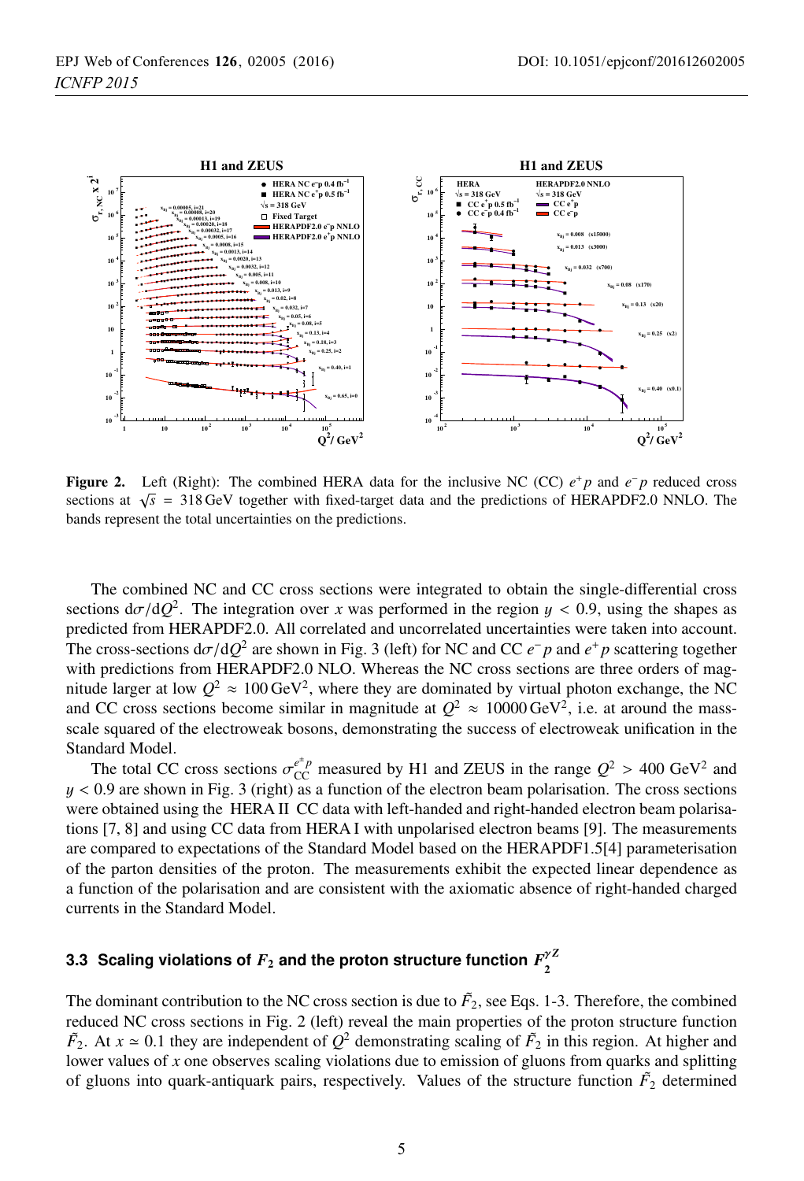**Figure 2.** Left (Right): The combined HERA data for the inclusive NC (CC) $e^+p$ and $e^-p$ reduced cross sections at $\sqrt{s}$ = 318 GeV together with fixed-target data and the predictions of HERAPDF2.0 NNLO. The bands represent the total uncertainties on the predictions.

The combined NC and CC cross sections were integrated to obtain the single-differential cross sections $d\sigma/dQ^2$. The integration over $x$ was performed in the region $y < 0.9$, using the shapes as predicted from HERAPDF2.0. All correlated and uncorrelated uncertainties were taken into account. The cross-sections $d\sigma/dQ^2$ are shown in Fig. 3 (left) for NC and CC $e^-p$ and $e^+p$ scattering together with predictions from HERAPDF2.0 NLO. Whereas the NC cross sections are three orders of magnitude larger at low $Q^2 \approx 100\,\text{GeV}^2$, where they are dominated by virtual photon exchange, the NC and CC cross sections become similar in magnitude at $Q^2 \approx 10000\,\text{GeV}^2$, i.e. at around the mass-scale squared of the electroweak bosons, demonstrating the success of electroweak unification in the Standard Model.

The total CC cross sections $\sigma_{CC}^{e^{\pm}p}$ measured by H1 and ZEUS in the range $Q^2 > 400$ GeV$^2$ and $y < 0.9$ are shown in Fig. 3 (right) as a function of the electron beam polarisation. The cross sections were obtained using the HERA II CC data with left-handed and right-handed electron beam polarisations [7, 8] and using CC data from HERA I with unpolarised electron beams [9]. The measurements are compared to expectations of the Standard Model based on the HERAPDF1.5[4] parameterisation of the parton densities of the proton. The measurements exhibit the expected linear dependence as a function of the polarisation and are consistent with the axiomatic absence of right-handed charged currents in the Standard Model.

### 3.3 Scaling violations of $F_2$ and the proton structure function $F_2^{\gamma Z}$

The dominant contribution to the NC cross section is due to $\tilde{F}_2$, see Eqs. 1-3. Therefore, the combined reduced NC cross sections in Fig. 2 (left) reveal the main properties of the proton structure function $\tilde{F}_2$. At $x \simeq 0.1$ they are independent of $Q^2$ demonstrating scaling of $\tilde{F}_2$ in this region. At higher and lower values of $x$ one observes scaling violations due to emission of gluons from quarks and splitting of gluons into quark-antiquark pairs, respectively. Values of the structure function $\tilde{F}_2$ determined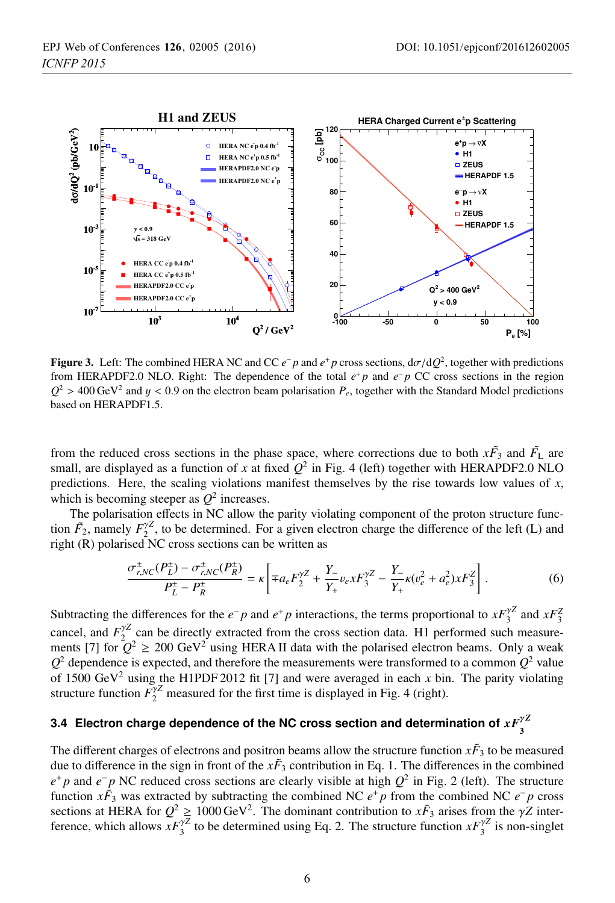**Figure 3.** Left: The combined HERA NC and CC $e^-p$ and $e^+p$ cross sections, $d\sigma/dQ^2$, together with predictions from HERAPDF2.0 NLO. Right: The dependence of the total $e^+p$ and $e^-p$ CC cross sections in the region $Q^2 > 400$ GeV$^2$ and $y < 0.9$ on the electron beam polarisation $P_e$, together with the Standard Model predictions based on HERAPDF1.5.

from the reduced cross sections in the phase space, where corrections due to both $x\tilde{F}_3$ and $\tilde{F}_L$ are small, are displayed as a function of $x$ at fixed $Q^2$ in Fig. 4 (left) together with HERAPDF2.0 NLO predictions. Here, the scaling violations manifest themselves by the rise towards low values of $x$, which is becoming steeper as $Q^2$ increases.

The polarisation effects in NC allow the parity violating component of the proton structure function $\tilde{F}_2$, namely $F_2^{\gamma Z}$, to be determined. For a given electron charge the difference of the left (L) and right (R) polarised NC cross sections can be written as

$$\frac{\sigma^{\pm}_{r,NC}(P^{\pm}_L) - \sigma^{\pm}_{r,NC}(P^{\pm}_R)}{P^{\pm}_L - P^{\pm}_R} = \kappa \left[ \mp a_e F_2^{\gamma Z} + \frac{Y_-}{Y_+} v_e x F_3^{\gamma Z} - \frac{Y_-}{Y_+} \kappa (v_e^2 + a_e^2) x F_3^Z \right]. \tag{6}$$

Subtracting the differences for the $e^-p$ and $e^+p$ interactions, the terms proportional to $xF_3^{\gamma Z}$ and $xF_3^Z$ cancel, and $F_2^{\gamma Z}$ can be directly extracted from the cross section data. H1 performed such measurements [7] for $Q^2 \geq 200$ GeV$^2$ using HERA II data with the polarised electron beams. Only a weak $Q^2$ dependence is expected, and therefore the measurements were transformed to a common $Q^2$ value of 1500 GeV$^2$ using the H1PDF 2012 fit [7] and were averaged in each $x$ bin. The parity violating structure function $F_2^{\gamma Z}$ measured for the first time is displayed in Fig. 4 (right).

### 3.4 Electron charge dependence of the NC cross section and determination of $xF_3^{\gamma Z}$

The different charges of electrons and positrons beams allow the structure function $x\tilde{F}_3$ to be measured due to difference in the sign in front of the $x\tilde{F}_3$ contribution in Eq. 1. The differences in the combined $e^+p$ and $e^-p$ NC reduced cross sections are clearly visible at high $Q^2$ in Fig. 2 (left). The structure function $x\tilde{F}_3$ was extracted by subtracting the combined NC $e^+p$ from the combined NC $e^-p$ cross sections at HERA for $Q^2 \geq 1000$ GeV$^2$. The dominant contribution to $x\tilde{F}_3$ arises from the $\gamma Z$ interference, which allows $xF_3^{\gamma Z}$ to be determined using Eq. 2. The structure function $xF_3^{\gamma Z}$ is non-singlet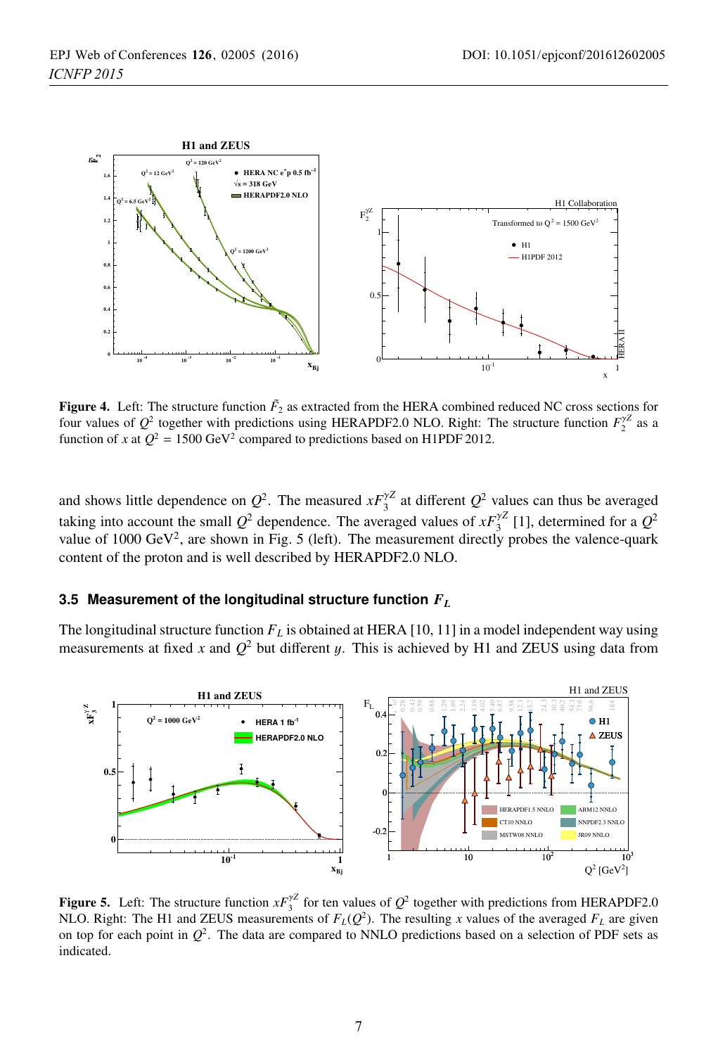**Figure 4.** Left: The structure function $\tilde{F}_2$ as extracted from the HERA combined reduced NC cross sections for four values of $Q^2$ together with predictions using HERAPDF2.0 NLO. Right: The structure function $F_2^{\gamma Z}$ as a function of $x$ at $Q^2 = 1500\ \mathrm{GeV}^2$ compared to predictions based on H1PDF 2012.

and shows little dependence on $Q^2$. The measured $xF_3^{\gamma Z}$ at different $Q^2$ values can thus be averaged taking into account the small $Q^2$ dependence. The averaged values of $xF_3^{\gamma Z}$ [1], determined for a $Q^2$ value of $1000\ \mathrm{GeV}^2$, are shown in Fig. 5 (left). The measurement directly probes the valence-quark content of the proton and is well described by HERAPDF2.0 NLO.

### 3.5 Measurement of the longitudinal structure function $F_L$

The longitudinal structure function $F_L$ is obtained at HERA [10, 11] in a model independent way using measurements at fixed $x$ and $Q^2$ but different $y$. This is achieved by H1 and ZEUS using data from

**Figure 5.** Left: The structure function $xF_3^{\gamma Z}$ for ten values of $Q^2$ together with predictions from HERAPDF2.0 NLO. Right: The H1 and ZEUS measurements of $F_L(Q^2)$. The resulting $x$ values of the averaged $F_L$ are given on top for each point in $Q^2$. The data are compared to NNLO predictions based on a selection of PDF sets as indicated.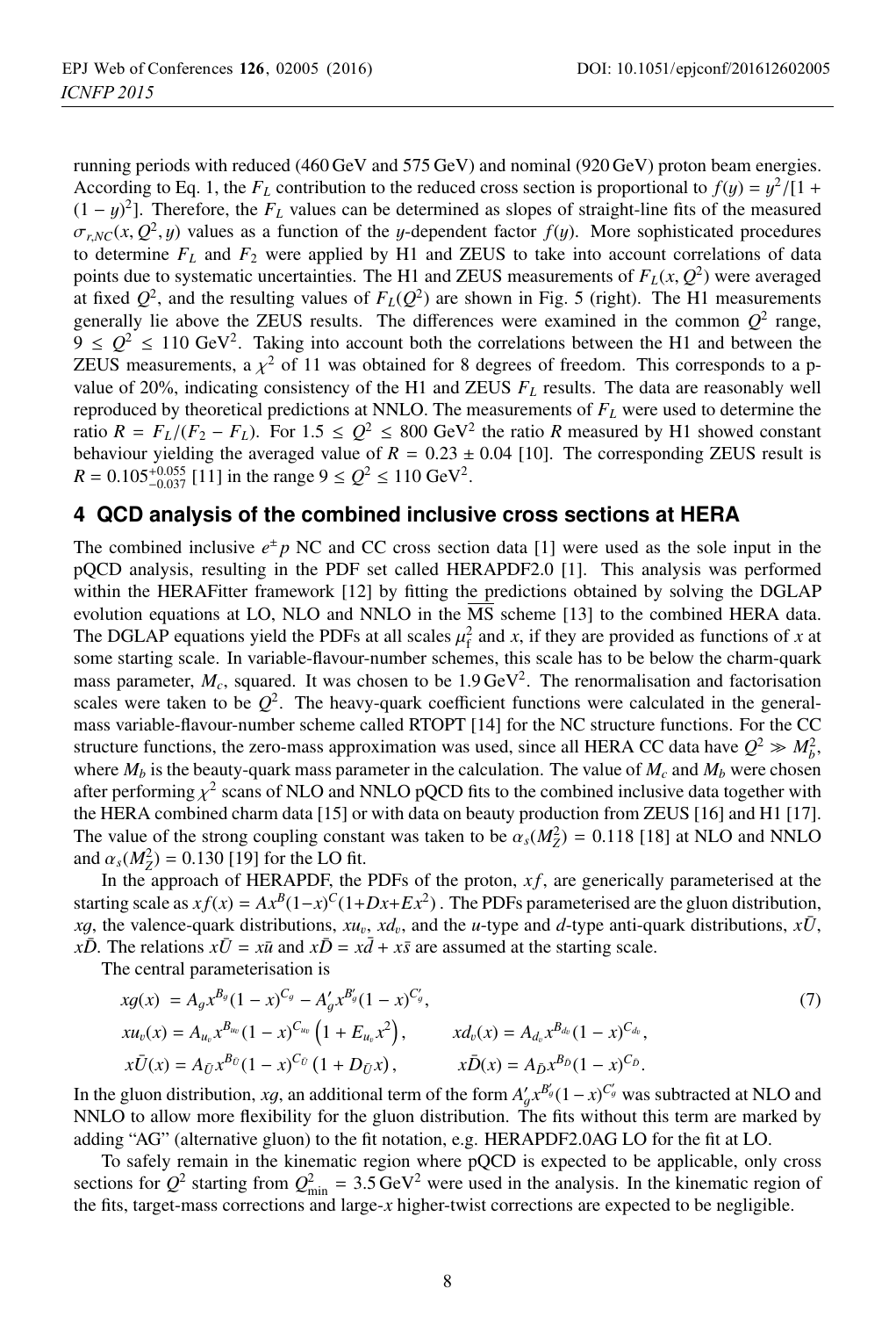running periods with reduced (460 GeV and 575 GeV) and nominal (920 GeV) proton beam energies. According to Eq. 1, the $F_L$ contribution to the reduced cross section is proportional to $f(y) = y^2/[1 + (1-y)^2]$. Therefore, the $F_L$ values can be determined as slopes of straight-line fits of the measured $\sigma_{r,NC}(x, Q^2, y)$ values as a function of the $y$-dependent factor $f(y)$. More sophisticated procedures to determine $F_L$ and $F_2$ were applied by H1 and ZEUS to take into account correlations of data points due to systematic uncertainties. The H1 and ZEUS measurements of $F_L(x, Q^2)$ were averaged at fixed $Q^2$, and the resulting values of $F_L(Q^2)$ are shown in Fig. 5 (right). The H1 measurements generally lie above the ZEUS results. The differences were examined in the common $Q^2$ range, $9 \leq Q^2 \leq 110$ GeV$^2$. Taking into account both the correlations between the H1 and between the ZEUS measurements, a $\chi^2$ of 11 was obtained for 8 degrees of freedom. This corresponds to a p-value of 20%, indicating consistency of the H1 and ZEUS $F_L$ results. The data are reasonably well reproduced by theoretical predictions at NNLO. The measurements of $F_L$ were used to determine the ratio $R = F_L/(F_2 - F_L)$. For $1.5 \leq Q^2 \leq 800$ GeV$^2$ the ratio $R$ measured by H1 showed constant behaviour yielding the averaged value of $R = 0.23 \pm 0.04$ [10]. The corresponding ZEUS result is $R = 0.105^{+0.055}_{-0.037}$ [11] in the range $9 \leq Q^2 \leq 110$ GeV$^2$.

## 4 QCD analysis of the combined inclusive cross sections at HERA

The combined inclusive $e^\pm p$ NC and CC cross section data [1] were used as the sole input in the pQCD analysis, resulting in the PDF set called HERAPDF2.0 [1]. This analysis was performed within the HERAFitter framework [12] by fitting the predictions obtained by solving the DGLAP evolution equations at LO, NLO and NNLO in the $\overline{\text{MS}}$ scheme [13] to the combined HERA data. The DGLAP equations yield the PDFs at all scales $\mu_f^2$ and $x$, if they are provided as functions of $x$ at some starting scale. In variable-flavour-number schemes, this scale has to be below the charm-quark mass parameter, $M_c$, squared. It was chosen to be $1.9\,\text{GeV}^2$. The renormalisation and factorisation scales were taken to be $Q^2$. The heavy-quark coefficient functions were calculated in the general-mass variable-flavour-number scheme called RTOPT [14] for the NC structure functions. For the CC structure functions, the zero-mass approximation was used, since all HERA CC data have $Q^2 \gg M_b^2$, where $M_b$ is the beauty-quark mass parameter in the calculation. The value of $M_c$ and $M_b$ were chosen after performing $\chi^2$ scans of NLO and NNLO pQCD fits to the combined inclusive data together with the HERA combined charm data [15] or with data on beauty production from ZEUS [16] and H1 [17]. The value of the strong coupling constant was taken to be $\alpha_s(M_Z^2) = 0.118$ [18] at NLO and NNLO and $\alpha_s(M_Z^2) = 0.130$ [19] for the LO fit.

In the approach of HERAPDF, the PDFs of the proton, $xf$, are generically parameterised at the starting scale as $xf(x) = Ax^B(1-x)^C(1+Dx+Ex^2)$ . The PDFs parameterised are the gluon distribution, $xg$, the valence-quark distributions, $xu_v$, $xd_v$, and the $u$-type and $d$-type anti-quark distributions, $x\bar{U}$, $x\bar{D}$. The relations $x\bar{U} = x\bar{u}$ and $x\bar{D} = x\bar{d} + x\bar{s}$ are assumed at the starting scale.

The central parameterisation is

$$
\begin{aligned}
xg(x) &= A_g x^{B_g}(1-x)^{C_g} - A_g' x^{B_g'}(1-x)^{C_g'}, \qquad\qquad\qquad\qquad (7)\\
xu_v(x) &= A_{u_v} x^{B_{u_v}}(1-x)^{C_{u_v}}\left(1 + E_{u_v}x^2\right), \qquad xd_v(x) = A_{d_v} x^{B_{d_v}}(1-x)^{C_{d_v}},\\
x\bar{U}(x) &= A_{\bar{U}} x^{B_{\bar{U}}}(1-x)^{C_{\bar{U}}}\left(1 + D_{\bar{U}}x\right), \qquad x\bar{D}(x) = A_{\bar{D}} x^{B_{\bar{D}}}(1-x)^{C_{\bar{D}}}.
\end{aligned}
$$

In the gluon distribution, $xg$, an additional term of the form $A_g' x^{B_g'}(1-x)^{C_g'}$ was subtracted at NLO and NNLO to allow more flexibility for the gluon distribution. The fits without this term are marked by adding "AG" (alternative gluon) to the fit notation, e.g. HERAPDF2.0AG LO for the fit at LO.

To safely remain in the kinematic region where pQCD is expected to be applicable, only cross sections for $Q^2$ starting from $Q^2_{\text{min}} = 3.5\,\text{GeV}^2$ were used in the analysis. In the kinematic region of the fits, target-mass corrections and large-$x$ higher-twist corrections are expected to be negligible.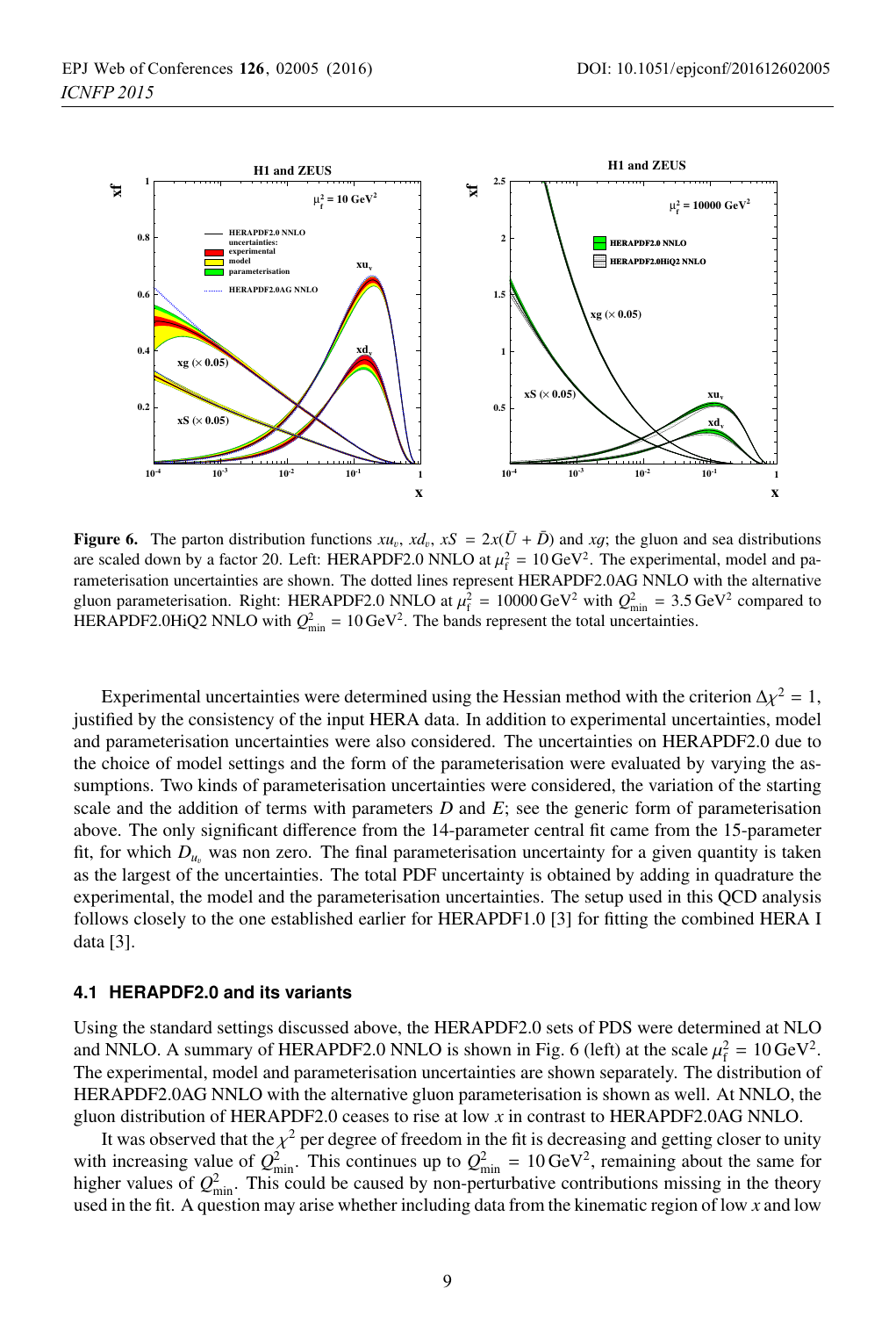**Figure 6.** The parton distribution functions $xu_v$, $xd_v$, $xS = 2x(\bar{U} + \bar{D})$ and $xg$; the gluon and sea distributions are scaled down by a factor 20. Left: HERAPDF2.0 NNLO at $\mu_f^2 = 10\,\text{GeV}^2$. The experimental, model and parameterisation uncertainties are shown. The dotted lines represent HERAPDF2.0AG NNLO with the alternative gluon parameterisation. Right: HERAPDF2.0 NNLO at $\mu_f^2 = 10000\,\text{GeV}^2$ with $Q^2_{\text{min}} = 3.5\,\text{GeV}^2$ compared to HERAPDF2.0HiQ2 NNLO with $Q^2_{\text{min}} = 10\,\text{GeV}^2$. The bands represent the total uncertainties.

Experimental uncertainties were determined using the Hessian method with the criterion $\Delta\chi^2 = 1$, justified by the consistency of the input HERA data. In addition to experimental uncertainties, model and parameterisation uncertainties were also considered. The uncertainties on HERAPDF2.0 due to the choice of model settings and the form of the parameterisation were evaluated by varying the assumptions. Two kinds of parameterisation uncertainties were considered, the variation of the starting scale and the addition of terms with parameters $D$ and $E$; see the generic form of parameterisation above. The only significant difference from the 14-parameter central fit came from the 15-parameter fit, for which $D_{u_v}$ was non zero. The final parameterisation uncertainty for a given quantity is taken as the largest of the uncertainties. The total PDF uncertainty is obtained by adding in quadrature the experimental, the model and the parameterisation uncertainties. The setup used in this QCD analysis follows closely to the one established earlier for HERAPDF1.0 [3] for fitting the combined HERA I data [3].

### 4.1 HERAPDF2.0 and its variants

Using the standard settings discussed above, the HERAPDF2.0 sets of PDS were determined at NLO and NNLO. A summary of HERAPDF2.0 NNLO is shown in Fig. 6 (left) at the scale $\mu_f^2 = 10\,\text{GeV}^2$. The experimental, model and parameterisation uncertainties are shown separately. The distribution of HERAPDF2.0AG NNLO with the alternative gluon parameterisation is shown as well. At NNLO, the gluon distribution of HERAPDF2.0 ceases to rise at low $x$ in contrast to HERAPDF2.0AG NNLO.

It was observed that the $\chi^2$ per degree of freedom in the fit is decreasing and getting closer to unity with increasing value of $Q^2_{\text{min}}$. This continues up to $Q^2_{\text{min}} = 10\,\text{GeV}^2$, remaining about the same for higher values of $Q^2_{\text{min}}$. This could be caused by non-perturbative contributions missing in the theory used in the fit. A question may arise whether including data from the kinematic region of low $x$ and low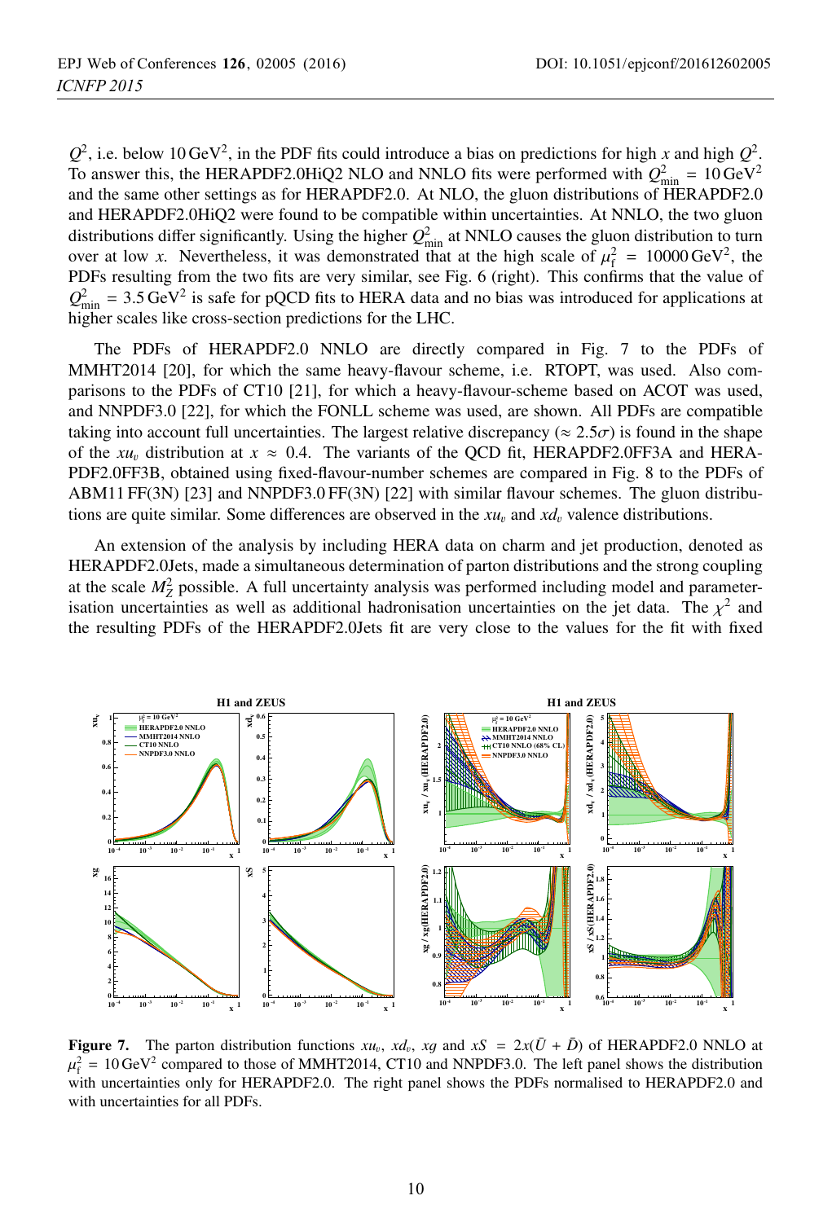$Q^2$, i.e. below $10\,\text{GeV}^2$, in the PDF fits could introduce a bias on predictions for high $x$ and high $Q^2$. To answer this, the HERAPDF2.0HiQ2 NLO and NNLO fits were performed with $Q^2_{\text{min}} = 10\,\text{GeV}^2$ and the same other settings as for HERAPDF2.0. At NLO, the gluon distributions of HERAPDF2.0 and HERAPDF2.0HiQ2 were found to be compatible within uncertainties. At NNLO, the two gluon distributions differ significantly. Using the higher $Q^2_{\text{min}}$ at NNLO causes the gluon distribution to turn over at low $x$. Nevertheless, it was demonstrated that at the high scale of $\mu_f^2 = 10000\,\text{GeV}^2$, the PDFs resulting from the two fits are very similar, see Fig. 6 (right). This confirms that the value of $Q^2_{\text{min}} = 3.5\,\text{GeV}^2$ is safe for pQCD fits to HERA data and no bias was introduced for applications at higher scales like cross-section predictions for the LHC.

The PDFs of HERAPDF2.0 NNLO are directly compared in Fig. 7 to the PDFs of MMHT2014 [20], for which the same heavy-flavour scheme, i.e. RTOPT, was used. Also comparisons to the PDFs of CT10 [21], for which a heavy-flavour-scheme based on ACOT was used, and NNPDF3.0 [22], for which the FONLL scheme was used, are shown. All PDFs are compatible taking into account full uncertainties. The largest relative discrepancy ($\approx 2.5\sigma$) is found in the shape of the $xu_v$ distribution at $x \approx 0.4$. The variants of the QCD fit, HERAPDF2.0FF3A and HERAPDF2.0FF3B, obtained using fixed-flavour-number schemes are compared in Fig. 8 to the PDFs of ABM11 FF(3N) [23] and NNPDF3.0 FF(3N) [22] with similar flavour schemes. The gluon distributions are quite similar. Some differences are observed in the $xu_v$ and $xd_v$ valence distributions.

An extension of the analysis by including HERA data on charm and jet production, denoted as HERAPDF2.0Jets, made a simultaneous determination of parton distributions and the strong coupling at the scale $M_Z^2$ possible. A full uncertainty analysis was performed including model and parameterisation uncertainties as well as additional hadronisation uncertainties on the jet data. The $\chi^2$ and the resulting PDFs of the HERAPDF2.0Jets fit are very close to the values for the fit with fixed

**Figure 7.** The parton distribution functions $xu_v$, $xd_v$, $xg$ and $xS = 2x(\bar{U} + \bar{D})$ of HERAPDF2.0 NNLO at $\mu_f^2 = 10\,\text{GeV}^2$ compared to those of MMHT2014, CT10 and NNPDF3.0. The left panel shows the distribution with uncertainties only for HERAPDF2.0. The right panel shows the PDFs normalised to HERAPDF2.0 and with uncertainties for all PDFs.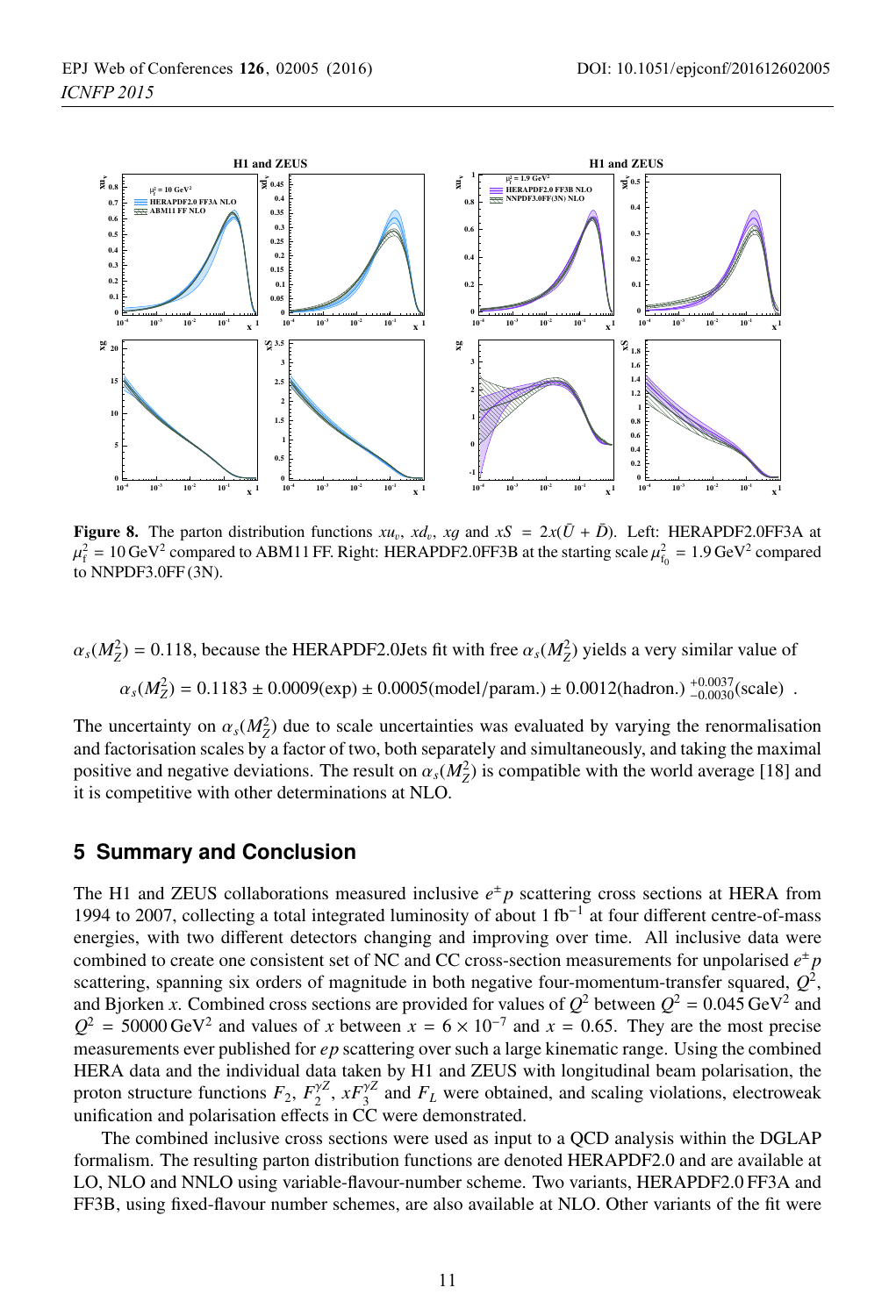**Figure 8.** The parton distribution functions $xu_v$, $xd_v$, $xg$ and $xS = 2x(\bar{U} + \bar{D})$. Left: HERAPDF2.0FF3A at $\mu_f^2 = 10\,\text{GeV}^2$ compared to ABM11 FF. Right: HERAPDF2.0FF3B at the starting scale $\mu_{f_0}^2 = 1.9\,\text{GeV}^2$ compared to NNPDF3.0FF(3N).

$\alpha_s(M_Z^2) = 0.118$, because the HERAPDF2.0Jets fit with free $\alpha_s(M_Z^2)$ yields a very similar value of

$$\alpha_s(M_Z^2) = 0.1183 \pm 0.0009(\text{exp}) \pm 0.0005(\text{model/param.}) \pm 0.0012(\text{hadron.}) \,^{+0.0037}_{-0.0030}(\text{scale}) \;.$$

The uncertainty on $\alpha_s(M_Z^2)$ due to scale uncertainties was evaluated by varying the renormalisation and factorisation scales by a factor of two, both separately and simultaneously, and taking the maximal positive and negative deviations. The result on $\alpha_s(M_Z^2)$ is compatible with the world average [18] and it is competitive with other determinations at NLO.

## 5 Summary and Conclusion

The H1 and ZEUS collaborations measured inclusive $e^{\pm}p$ scattering cross sections at HERA from 1994 to 2007, collecting a total integrated luminosity of about 1 fb$^{-1}$ at four different centre-of-mass energies, with two different detectors changing and improving over time. All inclusive data were combined to create one consistent set of NC and CC cross-section measurements for unpolarised $e^{\pm}p$ scattering, spanning six orders of magnitude in both negative four-momentum-transfer squared, $Q^2$, and Bjorken $x$. Combined cross sections are provided for values of $Q^2$ between $Q^2 = 0.045\,\text{GeV}^2$ and $Q^2 = 50000\,\text{GeV}^2$ and values of $x$ between $x = 6 \times 10^{-7}$ and $x = 0.65$. They are the most precise measurements ever published for $ep$ scattering over such a large kinematic range. Using the combined HERA data and the individual data taken by H1 and ZEUS with longitudinal beam polarisation, the proton structure functions $F_2$, $F_2^{\gamma Z}$, $xF_3^{\gamma Z}$ and $F_L$ were obtained, and scaling violations, electroweak unification and polarisation effects in CC were demonstrated.

The combined inclusive cross sections were used as input to a QCD analysis within the DGLAP formalism. The resulting parton distribution functions are denoted HERAPDF2.0 and are available at LO, NLO and NNLO using variable-flavour-number scheme. Two variants, HERAPDF2.0 FF3A and FF3B, using fixed-flavour number schemes, are also available at NLO. Other variants of the fit were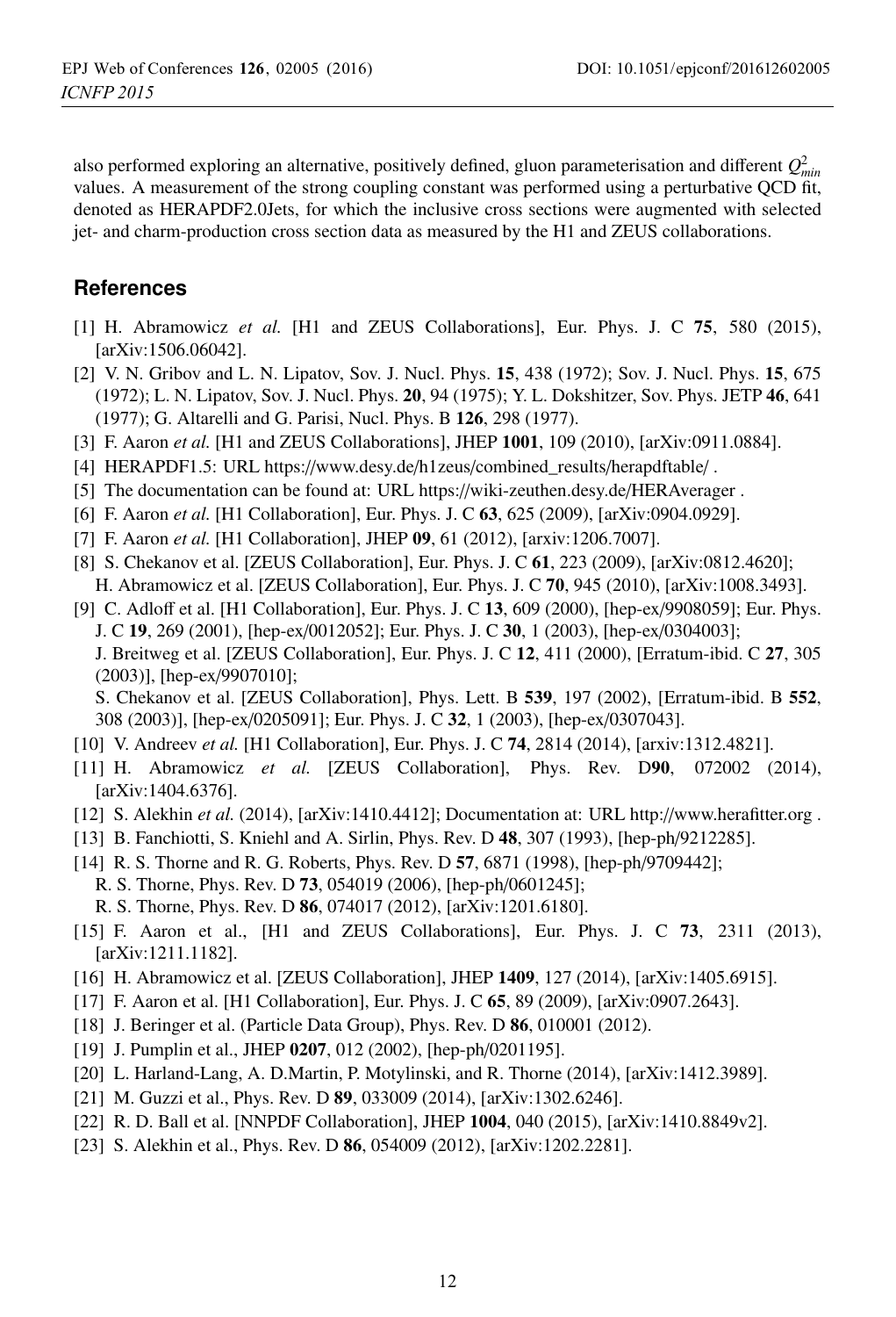also performed exploring an alternative, positively defined, gluon parameterisation and different $Q^2_{min}$ values. A measurement of the strong coupling constant was performed using a perturbative QCD fit, denoted as HERAPDF2.0Jets, for which the inclusive cross sections were augmented with selected jet- and charm-production cross section data as measured by the H1 and ZEUS collaborations.

## References

[1] H. Abramowicz *et al.* [H1 and ZEUS Collaborations], Eur. Phys. J. C **75**, 580 (2015), [arXiv:1506.06042].

[2] V. N. Gribov and L. N. Lipatov, Sov. J. Nucl. Phys. **15**, 438 (1972); Sov. J. Nucl. Phys. **15**, 675 (1972); L. N. Lipatov, Sov. J. Nucl. Phys. **20**, 94 (1975); Y. L. Dokshitzer, Sov. Phys. JETP **46**, 641 (1977); G. Altarelli and G. Parisi, Nucl. Phys. B **126**, 298 (1977).

[3] F. Aaron *et al.* [H1 and ZEUS Collaborations], JHEP **1001**, 109 (2010), [arXiv:0911.0884].

[4] HERAPDF1.5: URL https://www.desy.de/h1zeus/combined_results/herapdftable/ .

[5] The documentation can be found at: URL https://wiki-zeuthen.desy.de/HERAverager .

[6] F. Aaron *et al.* [H1 Collaboration], Eur. Phys. J. C **63**, 625 (2009), [arXiv:0904.0929].

[7] F. Aaron *et al.* [H1 Collaboration], JHEP **09**, 61 (2012), [arxiv:1206.7007].

[8] S. Chekanov et al. [ZEUS Collaboration], Eur. Phys. J. C **61**, 223 (2009), [arXiv:0812.4620]; H. Abramowicz et al. [ZEUS Collaboration], Eur. Phys. J. C **70**, 945 (2010), [arXiv:1008.3493].

[9] C. Adloff et al. [H1 Collaboration], Eur. Phys. J. C **13**, 609 (2000), [hep-ex/9908059]; Eur. Phys. J. C **19**, 269 (2001), [hep-ex/0012052]; Eur. Phys. J. C **30**, 1 (2003), [hep-ex/0304003]; J. Breitweg et al. [ZEUS Collaboration], Eur. Phys. J. C **12**, 411 (2000), [Erratum-ibid. C **27**, 305 (2003)], [hep-ex/9907010]; S. Chekanov et al. [ZEUS Collaboration], Phys. Lett. B **539**, 197 (2002), [Erratum-ibid. B **552**, 308 (2003)], [hep-ex/0205091]; Eur. Phys. J. C **32**, 1 (2003), [hep-ex/0307043].

[10] V. Andreev *et al.* [H1 Collaboration], Eur. Phys. J. C **74**, 2814 (2014), [arxiv:1312.4821].

[11] H. Abramowicz *et al.* [ZEUS Collaboration], Phys. Rev. D**90**, 072002 (2014), [arXiv:1404.6376].

[12] S. Alekhin *et al.* (2014), [arXiv:1410.4412]; Documentation at: URL http://www.herafitter.org .

[13] B. Fanchiotti, S. Kniehl and A. Sirlin, Phys. Rev. D **48**, 307 (1993), [hep-ph/9212285].

[14] R. S. Thorne and R. G. Roberts, Phys. Rev. D **57**, 6871 (1998), [hep-ph/9709442]; R. S. Thorne, Phys. Rev. D **73**, 054019 (2006), [hep-ph/0601245]; R. S. Thorne, Phys. Rev. D **86**, 074017 (2012), [arXiv:1201.6180].

[15] F. Aaron et al., [H1 and ZEUS Collaborations], Eur. Phys. J. C **73**, 2311 (2013), [arXiv:1211.1182].

[16] H. Abramowicz et al. [ZEUS Collaboration], JHEP **1409**, 127 (2014), [arXiv:1405.6915].

[17] F. Aaron et al. [H1 Collaboration], Eur. Phys. J. C **65**, 89 (2009), [arXiv:0907.2643].

[18] J. Beringer et al. (Particle Data Group), Phys. Rev. D **86**, 010001 (2012).

[19] J. Pumplin et al., JHEP **0207**, 012 (2002), [hep-ph/0201195].

[20] L. Harland-Lang, A. D.Martin, P. Motylinski, and R. Thorne (2014), [arXiv:1412.3989].

[21] M. Guzzi et al., Phys. Rev. D **89**, 033009 (2014), [arXiv:1302.6246].

[22] R. D. Ball et al. [NNPDF Collaboration], JHEP **1004**, 040 (2015), [arXiv:1410.8849v2].

[23] S. Alekhin et al., Phys. Rev. D **86**, 054009 (2012), [arXiv:1202.2281].